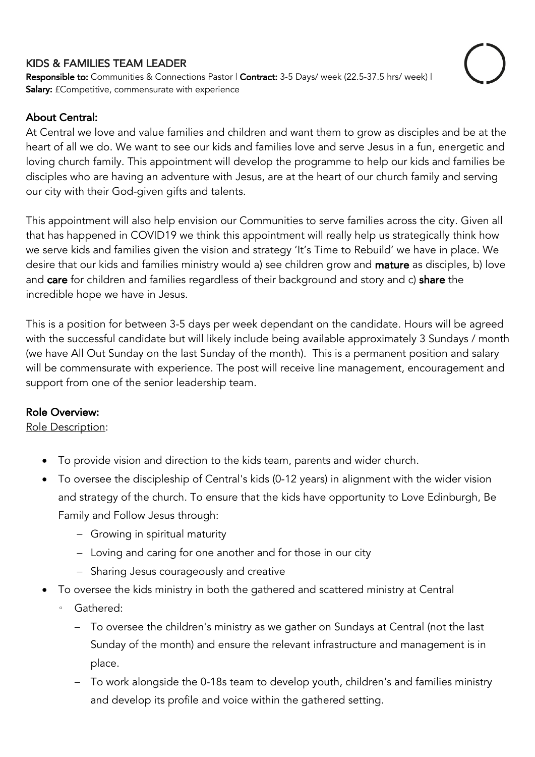## KIDS & FAMILIES TEAM LEADER

**Responsible to:** Communities & Connections Pastor | **Contract:** 3-5 Days/ week (22.5-37.5 hrs/ week) | **Salary:** £Competitive, commensurate with experience

### About Central:

At Central we love and value families and children and want them to grow as disciples and be at the heart of all we do. We want to see our kids and families love and serve Jesus in a fun, energetic and loving church family. This appointment will develop the programme to help our kids and families be disciples who are having an adventure with Jesus, are at the heart of our church family and serving our city with their God-given gifts and talents.

This appointment will also help envision our Communities to serve families across the city. Given all that has happened in COVID19 we think this appointment will really help us strategically think how we serve kids and families given the vision and strategy 'It's Time to Rebuild' we have in place. We desire that our kids and families ministry would a) see children grow and **mature** as disciples, b) love and **care** for children and families regardless of their background and story and c) **share** the incredible hope we have in Jesus.

This is a position for between 3-5 days per week dependant on the candidate. Hours will be agreed with the successful candidate but will likely include being available approximately 3 Sundays / month (we have All Out Sunday on the last Sunday of the month). This is a permanent position and salary will be commensurate with experience. The post will receive line management, encouragement and support from one of the senior leadership team.

### Role Overview:

Role Description:

- To provide vision and direction to the kids team, parents and wider church.
- To oversee the discipleship of Central's kids (0-12 years) in alignment with the wider vision and strategy of the church. To ensure that the kids have opportunity to Love Edinburgh, Be Family and Follow Jesus through:
  - Growing in spiritual maturity
  - Loving and caring for one another and for those in our city
  - Sharing Jesus courageously and creative
- To oversee the kids ministry in both the gathered and scattered ministry at Central
  - Gathered:
    - To oversee the children's ministry as we gather on Sundays at Central (not the last Sunday of the month) and ensure the relevant infrastructure and management is in place.
    - To work alongside the 0-18s team to develop youth, children's and families ministry and develop its profile and voice within the gathered setting.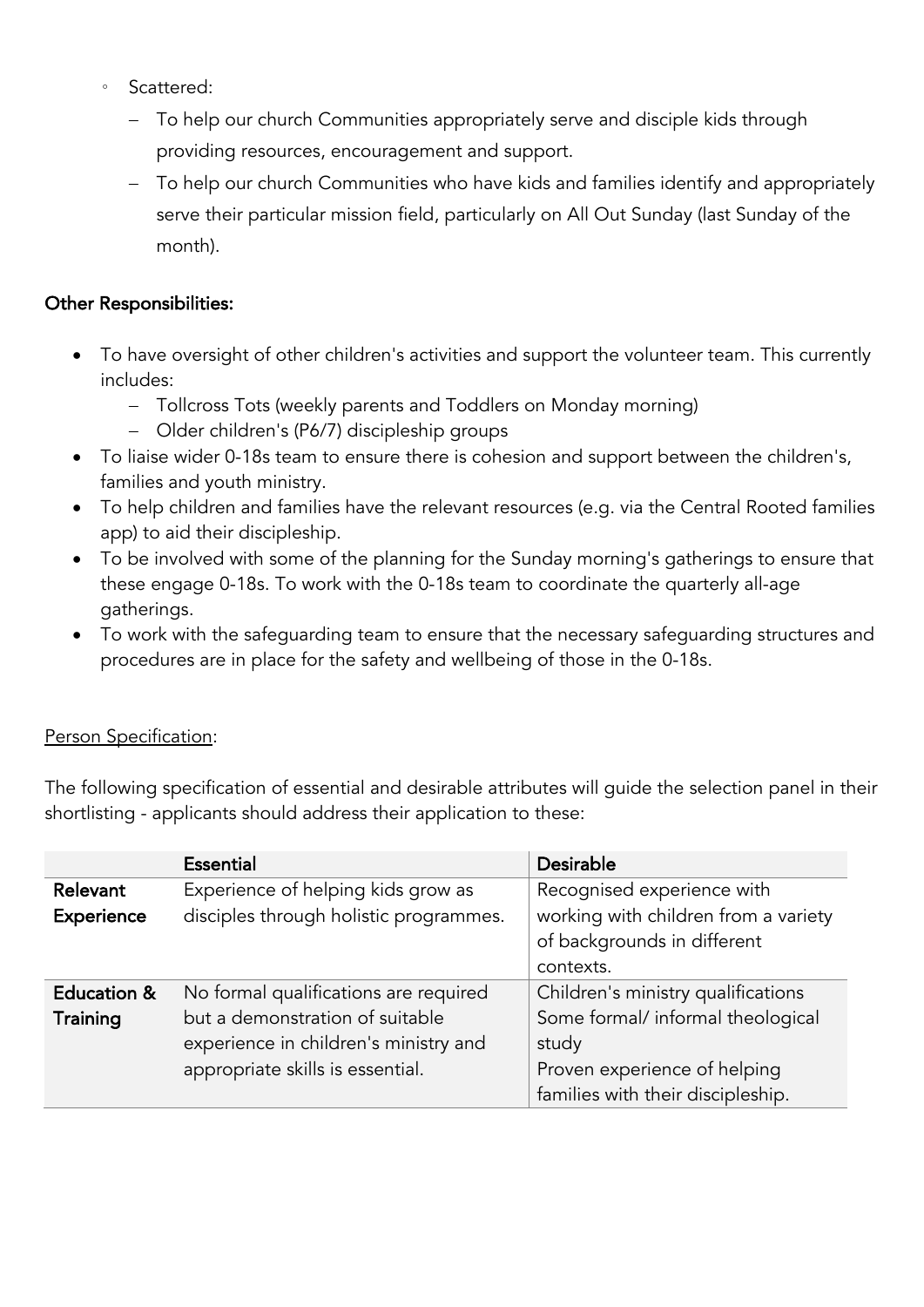- Scattered:
  - To help our church Communities appropriately serve and disciple kids through providing resources, encouragement and support.
  - To help our church Communities who have kids and families identify and appropriately serve their particular mission field, particularly on All Out Sunday (last Sunday of the month).

**Other Responsibilities:**

- To have oversight of other children's activities and support the volunteer team. This currently includes:
  - Tollcross Tots (weekly parents and Toddlers on Monday morning)
  - Older children's (P6/7) discipleship groups
- To liaise wider 0-18s team to ensure there is cohesion and support between the children's, families and youth ministry.
- To help children and families have the relevant resources (e.g. via the Central Rooted families app) to aid their discipleship.
- To be involved with some of the planning for the Sunday morning's gatherings to ensure that these engage 0-18s. To work with the 0-18s team to coordinate the quarterly all-age gatherings.
- To work with the safeguarding team to ensure that the necessary safeguarding structures and procedures are in place for the safety and wellbeing of those in the 0-18s.

<u>Person Specification</u>:

The following specification of essential and desirable attributes will guide the selection panel in their shortlisting - applicants should address their application to these:

| | **Essential** | **Desirable** |
|---|---|---|
| **Relevant Experience** | Experience of helping kids grow as disciples through holistic programmes. | Recognised experience with working with children from a variety of backgrounds in different contexts. |
| **Education & Training** | No formal qualifications are required but a demonstration of suitable experience in children's ministry and appropriate skills is essential. | Children's ministry qualifications<br>Some formal/ informal theological study<br>Proven experience of helping families with their discipleship. |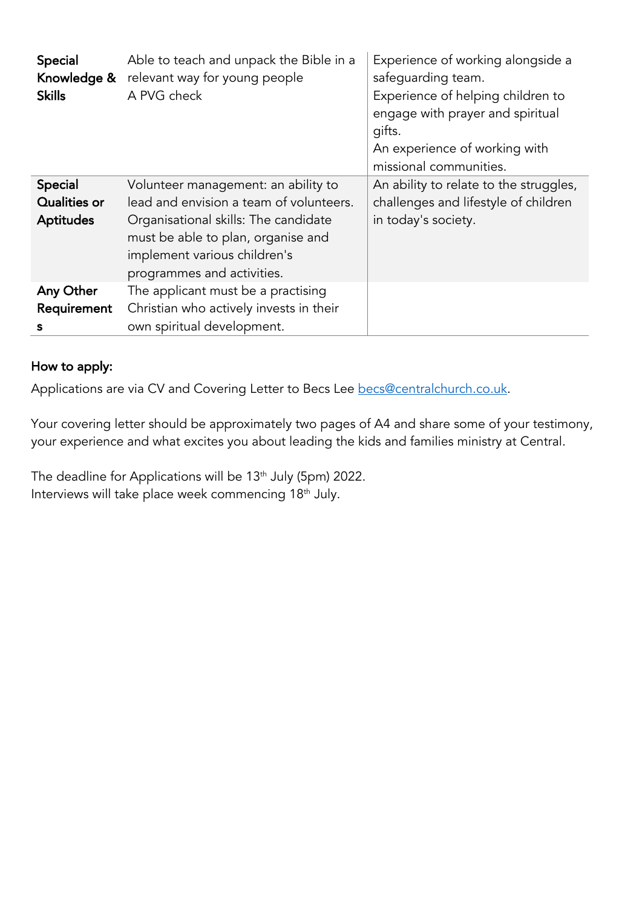| | | |
|---|---|---|
| **Special Knowledge & Skills** | Able to teach and unpack the Bible in a relevant way for young people<br>A PVG check | Experience of working alongside a safeguarding team.<br>Experience of helping children to engage with prayer and spiritual gifts.<br>An experience of working with missional communities. |
| **Special Qualities or Aptitudes** | Volunteer management: an ability to lead and envision a team of volunteers.<br>Organisational skills: The candidate must be able to plan, organise and implement various children's programmes and activities. | An ability to relate to the struggles, challenges and lifestyle of children in today's society. |
| **Any Other Requirements** | The applicant must be a practising Christian who actively invests in their own spiritual development. | |

**How to apply:**

Applications are via CV and Covering Letter to Becs Lee becs@centralchurch.co.uk.

Your covering letter should be approximately two pages of A4 and share some of your testimony, your experience and what excites you about leading the kids and families ministry at Central.

The deadline for Applications will be 13th July (5pm) 2022.
Interviews will take place week commencing 18th July.